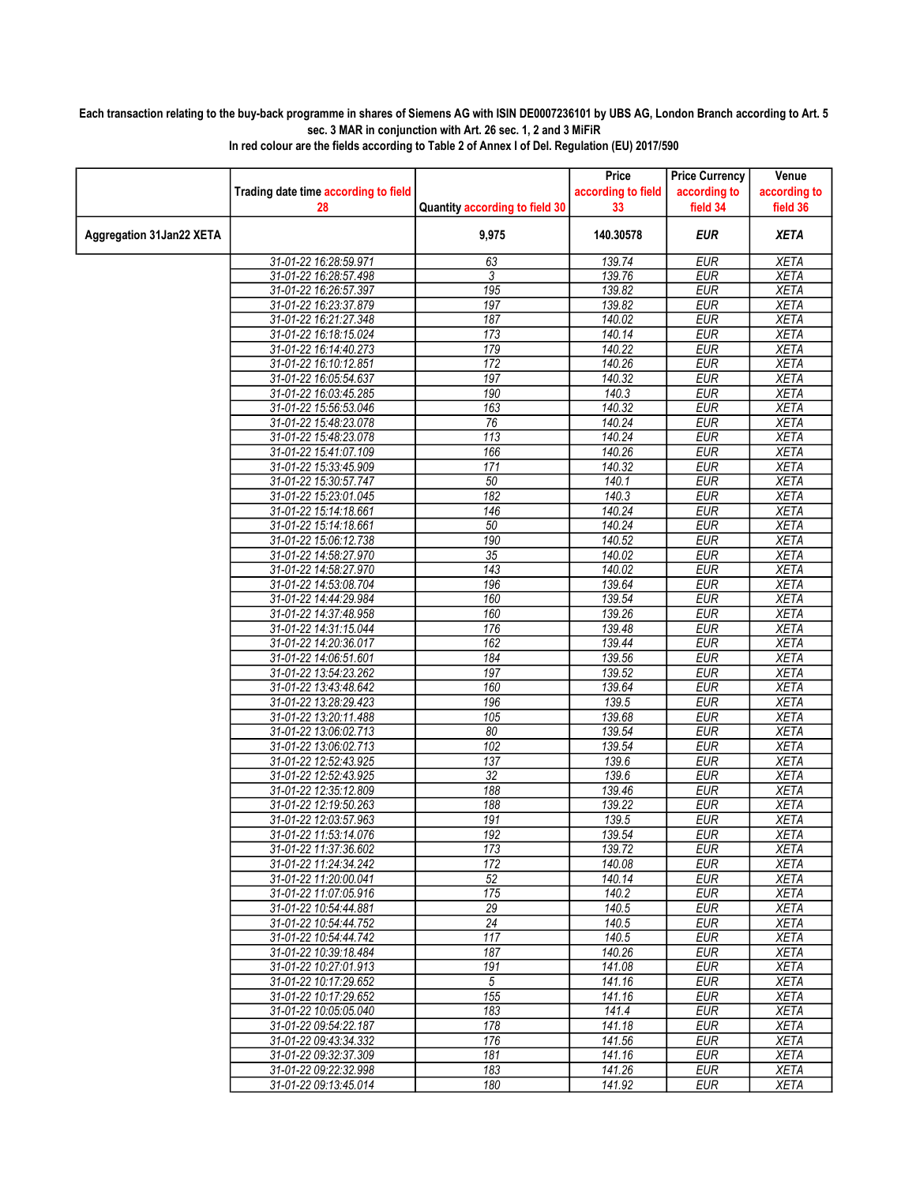**Each transaction relating to the buy-back programme in shares of Siemens AG with ISIN DE0007236101 by UBS AG, London Branch according to Art. 5 sec. 3 MAR in conjunction with Art. 26 sec. 1, 2 and 3 MiFiR**
**In red colour are the fields according to Table 2 of Annex I of Del. Regulation (EU) 2017/590**

| | Trading date time according to field 28 | Quantity according to field 30 | Price according to field 33 | Price Currency according to field 34 | Venue according to field 36 |
|---|---|---|---|---|---|
| **Aggregation 31Jan22 XETA** | | **9,975** | **140.30578** | ***EUR*** | ***XETA*** |
| | 31-01-22 16:28:59.971 | 63 | 139.74 | EUR | XETA |
| | 31-01-22 16:28:57.498 | 3 | 139.76 | EUR | XETA |
| | 31-01-22 16:26:57.397 | 195 | 139.82 | EUR | XETA |
| | 31-01-22 16:23:37.879 | 197 | 139.82 | EUR | XETA |
| | 31-01-22 16:21:27.348 | 187 | 140.02 | EUR | XETA |
| | 31-01-22 16:18:15.024 | 173 | 140.14 | EUR | XETA |
| | 31-01-22 16:14:40.273 | 179 | 140.22 | EUR | XETA |
| | 31-01-22 16:10:12.851 | 172 | 140.26 | EUR | XETA |
| | 31-01-22 16:05:54.637 | 197 | 140.32 | EUR | XETA |
| | 31-01-22 16:03:45.285 | 190 | 140.3 | EUR | XETA |
| | 31-01-22 15:56:53.046 | 163 | 140.32 | EUR | XETA |
| | 31-01-22 15:48:23.078 | 76 | 140.24 | EUR | XETA |
| | 31-01-22 15:48:23.078 | 113 | 140.24 | EUR | XETA |
| | 31-01-22 15:41:07.109 | 166 | 140.26 | EUR | XETA |
| | 31-01-22 15:33:45.909 | 171 | 140.32 | EUR | XETA |
| | 31-01-22 15:30:57.747 | 50 | 140.1 | EUR | XETA |
| | 31-01-22 15:23:01.045 | 182 | 140.3 | EUR | XETA |
| | 31-01-22 15:14:18.661 | 146 | 140.24 | EUR | XETA |
| | 31-01-22 15:14:18.661 | 50 | 140.24 | EUR | XETA |
| | 31-01-22 15:06:12.738 | 190 | 140.52 | EUR | XETA |
| | 31-01-22 14:58:27.970 | 35 | 140.02 | EUR | XETA |
| | 31-01-22 14:58:27.970 | 143 | 140.02 | EUR | XETA |
| | 31-01-22 14:53:08.704 | 196 | 139.64 | EUR | XETA |
| | 31-01-22 14:44:29.984 | 160 | 139.54 | EUR | XETA |
| | 31-01-22 14:37:48.958 | 160 | 139.26 | EUR | XETA |
| | 31-01-22 14:31:15.044 | 176 | 139.48 | EUR | XETA |
| | 31-01-22 14:20:36.017 | 162 | 139.44 | EUR | XETA |
| | 31-01-22 14:06:51.601 | 184 | 139.56 | EUR | XETA |
| | 31-01-22 13:54:23.262 | 197 | 139.52 | EUR | XETA |
| | 31-01-22 13:43:48.642 | 160 | 139.64 | EUR | XETA |
| | 31-01-22 13:28:29.423 | 196 | 139.5 | EUR | XETA |
| | 31-01-22 13:20:11.488 | 105 | 139.68 | EUR | XETA |
| | 31-01-22 13:06:02.713 | 80 | 139.54 | EUR | XETA |
| | 31-01-22 13:06:02.713 | 102 | 139.54 | EUR | XETA |
| | 31-01-22 12:52:43.925 | 137 | 139.6 | EUR | XETA |
| | 31-01-22 12:52:43.925 | 32 | 139.6 | EUR | XETA |
| | 31-01-22 12:35:12.809 | 188 | 139.46 | EUR | XETA |
| | 31-01-22 12:19:50.263 | 188 | 139.22 | EUR | XETA |
| | 31-01-22 12:03:57.963 | 191 | 139.5 | EUR | XETA |
| | 31-01-22 11:53:14.076 | 192 | 139.54 | EUR | XETA |
| | 31-01-22 11:37:36.602 | 173 | 139.72 | EUR | XETA |
| | 31-01-22 11:24:34.242 | 172 | 140.08 | EUR | XETA |
| | 31-01-22 11:20:00.041 | 52 | 140.14 | EUR | XETA |
| | 31-01-22 11:07:05.916 | 175 | 140.2 | EUR | XETA |
| | 31-01-22 10:54:44.881 | 29 | 140.5 | EUR | XETA |
| | 31-01-22 10:54:44.752 | 24 | 140.5 | EUR | XETA |
| | 31-01-22 10:54:44.742 | 117 | 140.5 | EUR | XETA |
| | 31-01-22 10:39:18.484 | 187 | 140.26 | EUR | XETA |
| | 31-01-22 10:27:01.913 | 191 | 141.08 | EUR | XETA |
| | 31-01-22 10:17:29.652 | 5 | 141.16 | EUR | XETA |
| | 31-01-22 10:17:29.652 | 155 | 141.16 | EUR | XETA |
| | 31-01-22 10:05:05.040 | 183 | 141.4 | EUR | XETA |
| | 31-01-22 09:54:22.187 | 178 | 141.18 | EUR | XETA |
| | 31-01-22 09:43:34.332 | 176 | 141.56 | EUR | XETA |
| | 31-01-22 09:32:37.309 | 181 | 141.16 | EUR | XETA |
| | 31-01-22 09:22:32.998 | 183 | 141.26 | EUR | XETA |
| | 31-01-22 09:13:45.014 | 180 | 141.92 | EUR | XETA |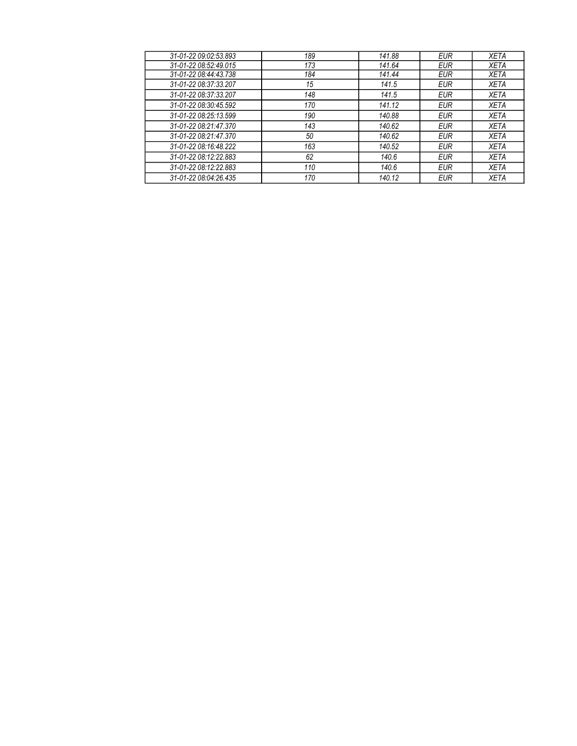| 31-01-22 09:02:53.893 | 189 | 141.88 | EUR | XETA |
| --- | --- | --- | --- | --- |
| 31-01-22 08:52:49.015 | 173 | 141.64 | EUR | XETA |
| 31-01-22 08:44:43.738 | 184 | 141.44 | EUR | XETA |
| 31-01-22 08:37:33.207 | 15 | 141.5 | EUR | XETA |
| 31-01-22 08:37:33.207 | 148 | 141.5 | EUR | XETA |
| 31-01-22 08:30:45.592 | 170 | 141.12 | EUR | XETA |
| 31-01-22 08:25:13.599 | 190 | 140.88 | EUR | XETA |
| 31-01-22 08:21:47.370 | 143 | 140.62 | EUR | XETA |
| 31-01-22 08:21:47.370 | 50 | 140.62 | EUR | XETA |
| 31-01-22 08:16:48.222 | 163 | 140.52 | EUR | XETA |
| 31-01-22 08:12:22.883 | 62 | 140.6 | EUR | XETA |
| 31-01-22 08:12:22.883 | 110 | 140.6 | EUR | XETA |
| 31-01-22 08:04:26.435 | 170 | 140.12 | EUR | XETA |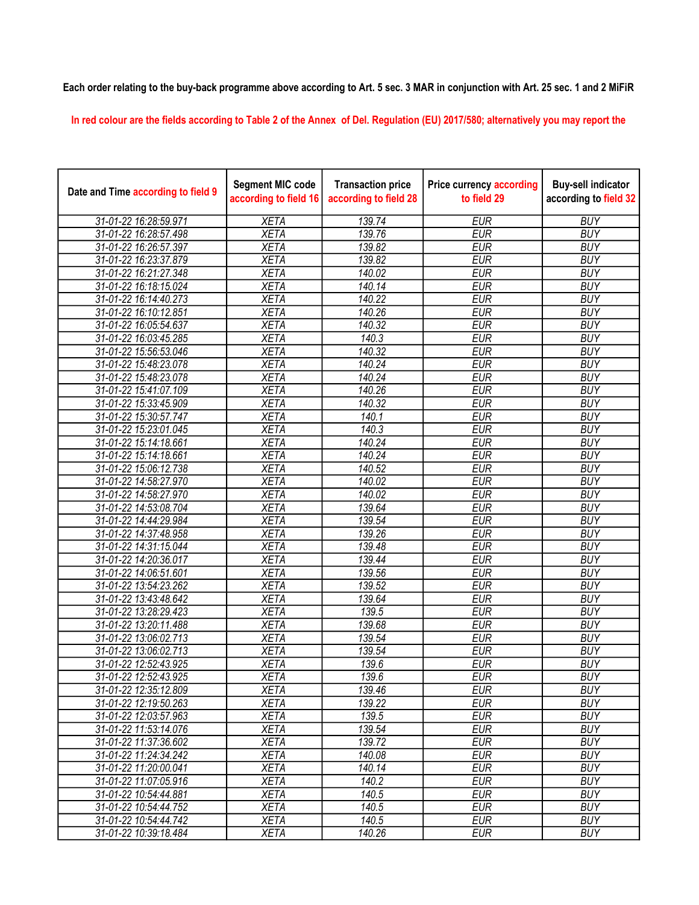Each order relating to the buy-back programme above according to Art. 5 sec. 3 MAR in conjunction with Art. 25 sec. 1 and 2 MiFiR

In red colour are the fields according to Table 2 of the Annex of Del. Regulation (EU) 2017/580; alternatively you may report the

| Date and Time according to field 9 | Segment MIC code according to field 16 | Transaction price according to field 28 | Price currency according to field 29 | Buy-sell indicator according to field 32 |
|---|---|---|---|---|
| 31-01-22 16:28:59.971 | XETA | 139.74 | EUR | BUY |
| 31-01-22 16:28:57.498 | XETA | 139.76 | EUR | BUY |
| 31-01-22 16:26:57.397 | XETA | 139.82 | EUR | BUY |
| 31-01-22 16:23:37.879 | XETA | 139.82 | EUR | BUY |
| 31-01-22 16:21:27.348 | XETA | 140.02 | EUR | BUY |
| 31-01-22 16:18:15.024 | XETA | 140.14 | EUR | BUY |
| 31-01-22 16:14:40.273 | XETA | 140.22 | EUR | BUY |
| 31-01-22 16:10:12.851 | XETA | 140.26 | EUR | BUY |
| 31-01-22 16:05:54.637 | XETA | 140.32 | EUR | BUY |
| 31-01-22 16:03:45.285 | XETA | 140.3 | EUR | BUY |
| 31-01-22 15:56:53.046 | XETA | 140.32 | EUR | BUY |
| 31-01-22 15:48:23.078 | XETA | 140.24 | EUR | BUY |
| 31-01-22 15:48:23.078 | XETA | 140.24 | EUR | BUY |
| 31-01-22 15:41:07.109 | XETA | 140.26 | EUR | BUY |
| 31-01-22 15:33:45.909 | XETA | 140.32 | EUR | BUY |
| 31-01-22 15:30:57.747 | XETA | 140.1 | EUR | BUY |
| 31-01-22 15:23:01.045 | XETA | 140.3 | EUR | BUY |
| 31-01-22 15:14:18.661 | XETA | 140.24 | EUR | BUY |
| 31-01-22 15:14:18.661 | XETA | 140.24 | EUR | BUY |
| 31-01-22 15:06:12.738 | XETA | 140.52 | EUR | BUY |
| 31-01-22 14:58:27.970 | XETA | 140.02 | EUR | BUY |
| 31-01-22 14:58:27.970 | XETA | 140.02 | EUR | BUY |
| 31-01-22 14:53:08.704 | XETA | 139.64 | EUR | BUY |
| 31-01-22 14:44:29.984 | XETA | 139.54 | EUR | BUY |
| 31-01-22 14:37:48.958 | XETA | 139.26 | EUR | BUY |
| 31-01-22 14:31:15.044 | XETA | 139.48 | EUR | BUY |
| 31-01-22 14:20:36.017 | XETA | 139.44 | EUR | BUY |
| 31-01-22 14:06:51.601 | XETA | 139.56 | EUR | BUY |
| 31-01-22 13:54:23.262 | XETA | 139.52 | EUR | BUY |
| 31-01-22 13:43:48.642 | XETA | 139.64 | EUR | BUY |
| 31-01-22 13:28:29.423 | XETA | 139.5 | EUR | BUY |
| 31-01-22 13:20:11.488 | XETA | 139.68 | EUR | BUY |
| 31-01-22 13:06:02.713 | XETA | 139.54 | EUR | BUY |
| 31-01-22 13:06:02.713 | XETA | 139.54 | EUR | BUY |
| 31-01-22 12:52:43.925 | XETA | 139.6 | EUR | BUY |
| 31-01-22 12:52:43.925 | XETA | 139.6 | EUR | BUY |
| 31-01-22 12:35:12.809 | XETA | 139.46 | EUR | BUY |
| 31-01-22 12:19:50.263 | XETA | 139.22 | EUR | BUY |
| 31-01-22 12:03:57.963 | XETA | 139.5 | EUR | BUY |
| 31-01-22 11:53:14.076 | XETA | 139.54 | EUR | BUY |
| 31-01-22 11:37:36.602 | XETA | 139.72 | EUR | BUY |
| 31-01-22 11:24:34.242 | XETA | 140.08 | EUR | BUY |
| 31-01-22 11:20:00.041 | XETA | 140.14 | EUR | BUY |
| 31-01-22 11:07:05.916 | XETA | 140.2 | EUR | BUY |
| 31-01-22 10:54:44.881 | XETA | 140.5 | EUR | BUY |
| 31-01-22 10:54:44.752 | XETA | 140.5 | EUR | BUY |
| 31-01-22 10:54:44.742 | XETA | 140.5 | EUR | BUY |
| 31-01-22 10:39:18.484 | XETA | 140.26 | EUR | BUY |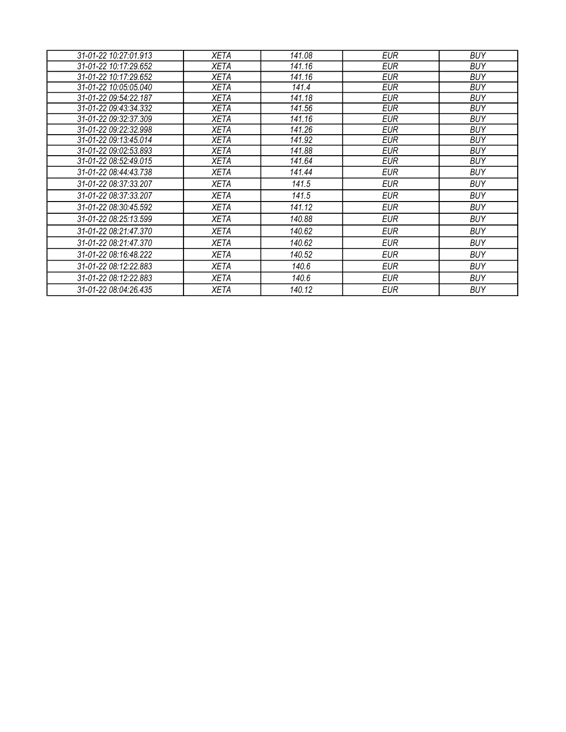| | | | | |
|---|---|---|---|---|
| *31-01-22 10:27:01.913* | *XETA* | *141.08* | *EUR* | *BUY* |
| *31-01-22 10:17:29.652* | *XETA* | *141.16* | *EUR* | *BUY* |
| *31-01-22 10:17:29.652* | *XETA* | *141.16* | *EUR* | *BUY* |
| *31-01-22 10:05:05.040* | *XETA* | *141.4* | *EUR* | *BUY* |
| *31-01-22 09:54:22.187* | *XETA* | *141.18* | *EUR* | *BUY* |
| *31-01-22 09:43:34.332* | *XETA* | *141.56* | *EUR* | *BUY* |
| *31-01-22 09:32:37.309* | *XETA* | *141.16* | *EUR* | *BUY* |
| *31-01-22 09:22:32.998* | *XETA* | *141.26* | *EUR* | *BUY* |
| *31-01-22 09:13:45.014* | *XETA* | *141.92* | *EUR* | *BUY* |
| *31-01-22 09:02:53.893* | *XETA* | *141.88* | *EUR* | *BUY* |
| *31-01-22 08:52:49.015* | *XETA* | *141.64* | *EUR* | *BUY* |
| *31-01-22 08:44:43.738* | *XETA* | *141.44* | *EUR* | *BUY* |
| *31-01-22 08:37:33.207* | *XETA* | *141.5* | *EUR* | *BUY* |
| *31-01-22 08:37:33.207* | *XETA* | *141.5* | *EUR* | *BUY* |
| *31-01-22 08:30:45.592* | *XETA* | *141.12* | *EUR* | *BUY* |
| *31-01-22 08:25:13.599* | *XETA* | *140.88* | *EUR* | *BUY* |
| *31-01-22 08:21:47.370* | *XETA* | *140.62* | *EUR* | *BUY* |
| *31-01-22 08:21:47.370* | *XETA* | *140.62* | *EUR* | *BUY* |
| *31-01-22 08:16:48.222* | *XETA* | *140.52* | *EUR* | *BUY* |
| *31-01-22 08:12:22.883* | *XETA* | *140.6* | *EUR* | *BUY* |
| *31-01-22 08:12:22.883* | *XETA* | *140.6* | *EUR* | *BUY* |
| *31-01-22 08:04:26.435* | *XETA* | *140.12* | *EUR* | *BUY* |